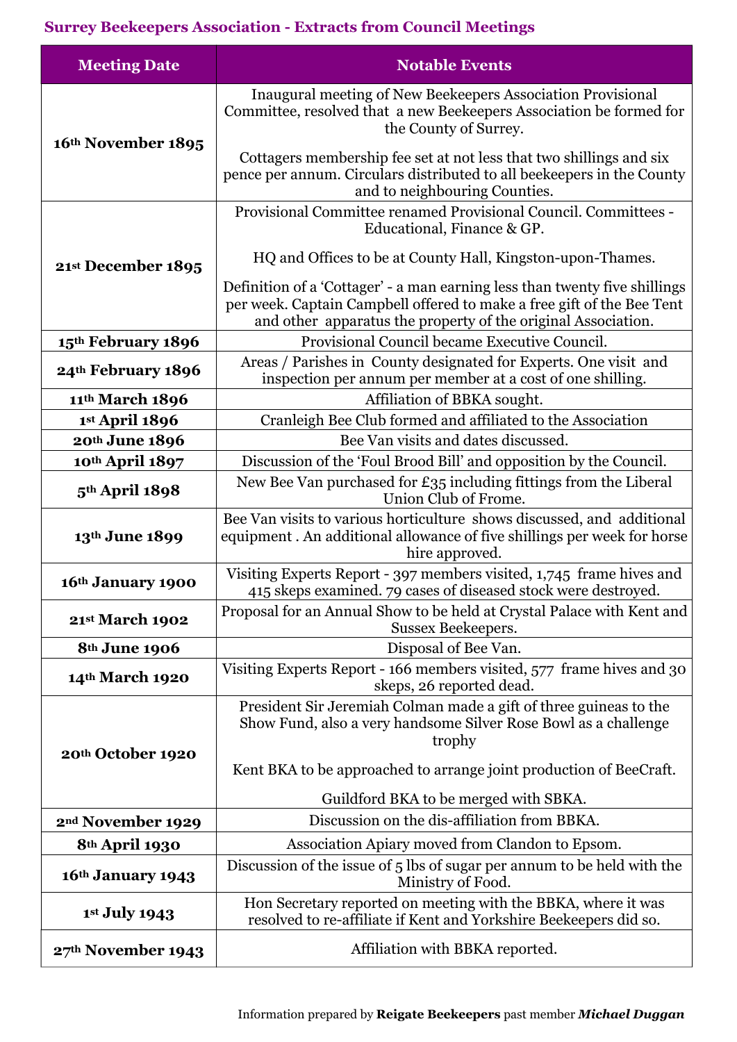## Surrey Beekeepers Association - Extracts from Council Meetings

| Meeting Date | Notable Events |
|---|---|
| **16th November 1895** | Inaugural meeting of New Beekeepers Association Provisional Committee, resolved that a new Beekeepers Association be formed for the County of Surrey.<br><br>Cottagers membership fee set at not less that two shillings and six pence per annum. Circulars distributed to all beekeepers in the County and to neighbouring Counties. |
| **21st December 1895** | Provisional Committee renamed Provisional Council. Committees - Educational, Finance & GP.<br><br>HQ and Offices to be at County Hall, Kingston-upon-Thames.<br><br>Definition of a 'Cottager' - a man earning less than twenty five shillings per week. Captain Campbell offered to make a free gift of the Bee Tent and other apparatus the property of the original Association. |
| **15th February 1896** | Provisional Council became Executive Council. |
| **24th February 1896** | Areas / Parishes in County designated for Experts. One visit and inspection per annum per member at a cost of one shilling. |
| **11th March 1896** | Affiliation of BBKA sought. |
| **1st April 1896** | Cranleigh Bee Club formed and affiliated to the Association |
| **20th June 1896** | Bee Van visits and dates discussed. |
| **10th April 1897** | Discussion of the 'Foul Brood Bill' and opposition by the Council. |
| **5th April 1898** | New Bee Van purchased for £35 including fittings from the Liberal Union Club of Frome. |
| **13th June 1899** | Bee Van visits to various horticulture shows discussed, and additional equipment . An additional allowance of five shillings per week for horse hire approved. |
| **16th January 1900** | Visiting Experts Report - 397 members visited, 1,745 frame hives and 415 skeps examined. 79 cases of diseased stock were destroyed. |
| **21st March 1902** | Proposal for an Annual Show to be held at Crystal Palace with Kent and Sussex Beekeepers. |
| **8th June 1906** | Disposal of Bee Van. |
| **14th March 1920** | Visiting Experts Report - 166 members visited, 577 frame hives and 30 skeps, 26 reported dead. |
| **20th October 1920** | President Sir Jeremiah Colman made a gift of three guineas to the Show Fund, also a very handsome Silver Rose Bowl as a challenge trophy<br><br>Kent BKA to be approached to arrange joint production of BeeCraft.<br><br>Guildford BKA to be merged with SBKA. |
| **2nd November 1929** | Discussion on the dis-affiliation from BBKA. |
| **8th April 1930** | Association Apiary moved from Clandon to Epsom. |
| **16th January 1943** | Discussion of the issue of 5 lbs of sugar per annum to be held with the Ministry of Food. |
| **1st July 1943** | Hon Secretary reported on meeting with the BBKA, where it was resolved to re-affiliate if Kent and Yorkshire Beekeepers did so. |
| **27th November 1943** | Affiliation with BBKA reported. |

Information prepared by **Reigate Beekeepers** past member ***Michael Duggan***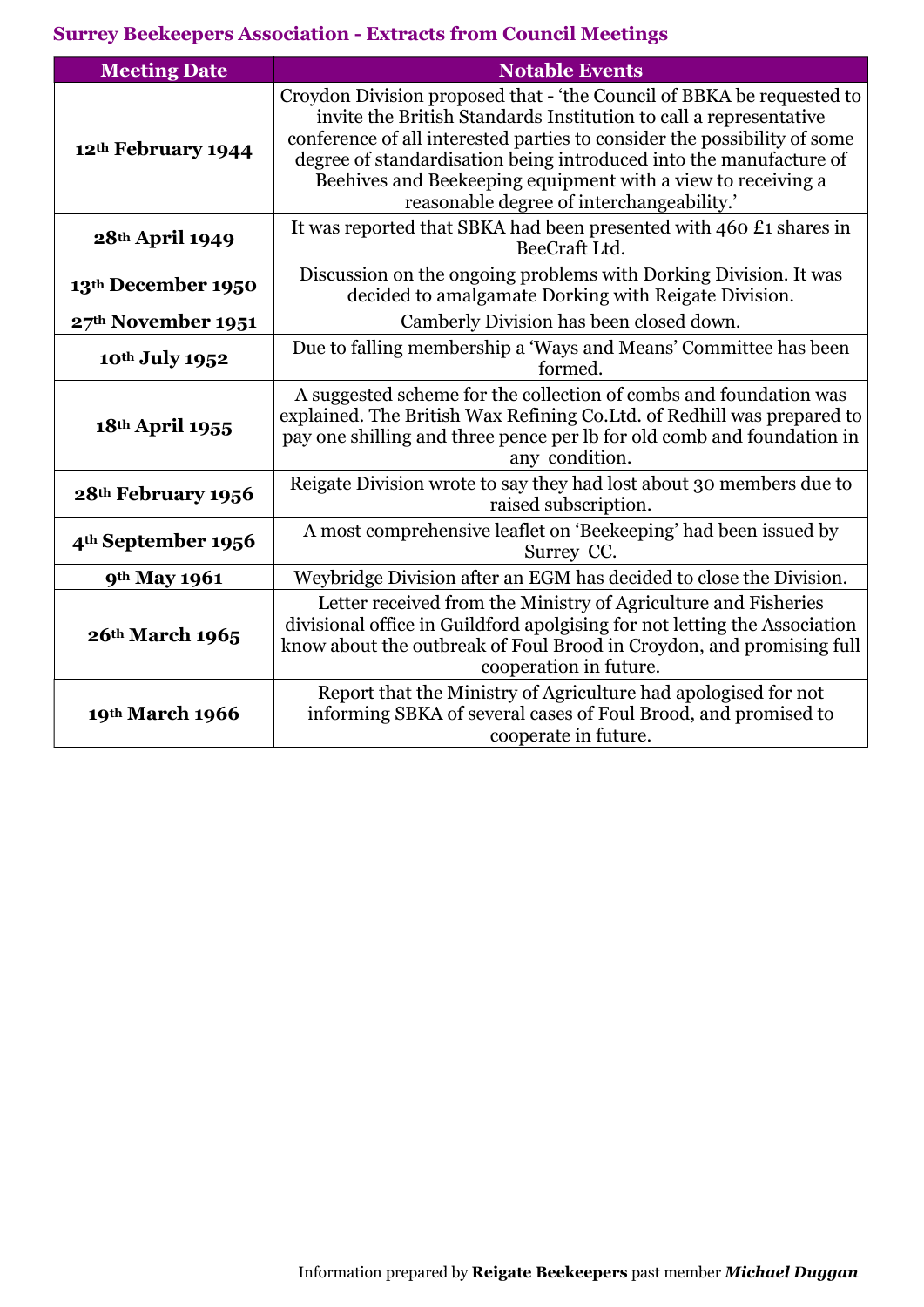## Surrey Beekeepers Association - Extracts from Council Meetings

| Meeting Date | Notable Events |
|---|---|
| **12th February 1944** | Croydon Division proposed that - 'the Council of BBKA be requested to invite the British Standards Institution to call a representative conference of all interested parties to consider the possibility of some degree of standardisation being introduced into the manufacture of Beehives and Beekeeping equipment with a view to receiving a reasonable degree of interchangeability.' |
| **28th April 1949** | It was reported that SBKA had been presented with 460 £1 shares in BeeCraft Ltd. |
| **13th December 1950** | Discussion on the ongoing problems with Dorking Division. It was decided to amalgamate Dorking with Reigate Division. |
| **27th November 1951** | Camberly Division has been closed down. |
| **10th July 1952** | Due to falling membership a 'Ways and Means' Committee has been formed. |
| **18th April 1955** | A suggested scheme for the collection of combs and foundation was explained. The British Wax Refining Co.Ltd. of Redhill was prepared to pay one shilling and three pence per lb for old comb and foundation in any condition. |
| **28th February 1956** | Reigate Division wrote to say they had lost about 30 members due to raised subscription. |
| **4th September 1956** | A most comprehensive leaflet on 'Beekeeping' had been issued by Surrey CC. |
| **9th May 1961** | Weybridge Division after an EGM has decided to close the Division. |
| **26th March 1965** | Letter received from the Ministry of Agriculture and Fisheries divisional office in Guildford apolgising for not letting the Association know about the outbreak of Foul Brood in Croydon, and promising full cooperation in future. |
| **19th March 1966** | Report that the Ministry of Agriculture had apologised for not informing SBKA of several cases of Foul Brood, and promised to cooperate in future. |

Information prepared by **Reigate Beekeepers** past member ***Michael Duggan***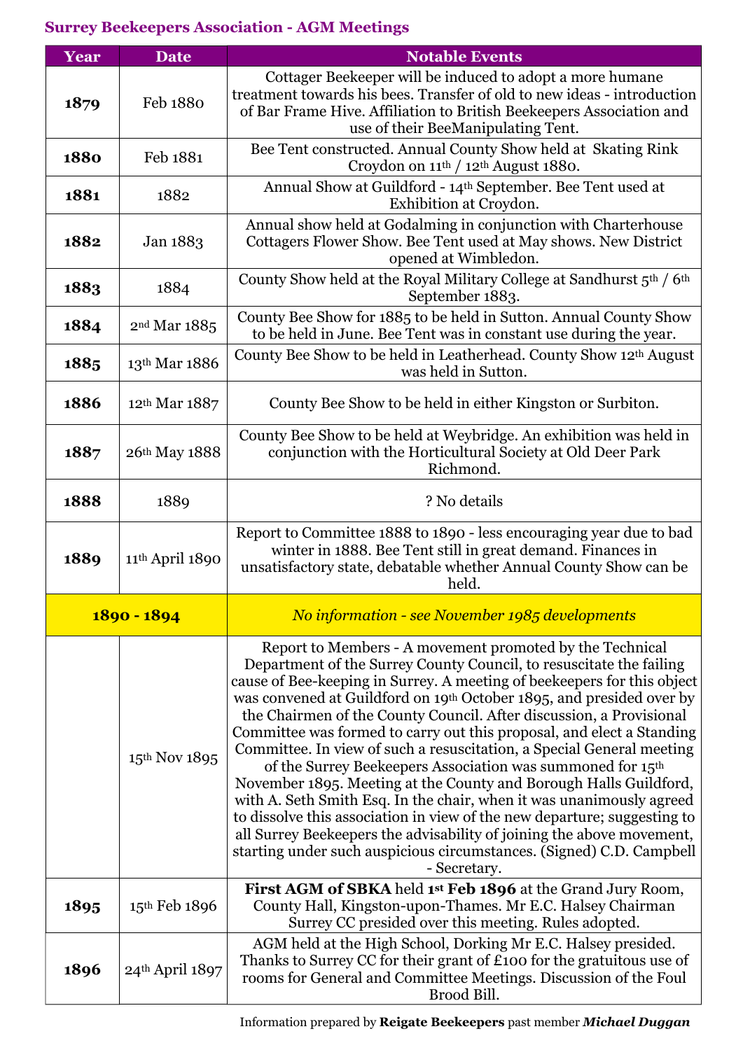## Surrey Beekeepers Association - AGM Meetings

| Year | Date | Notable Events |
|---|---|---|
| **1879** | Feb 1880 | Cottager Beekeeper will be induced to adopt a more humane treatment towards his bees. Transfer of old to new ideas - introduction of Bar Frame Hive. Affiliation to British Beekeepers Association and use of their BeeManipulating Tent. |
| **1880** | Feb 1881 | Bee Tent constructed. Annual County Show held at Skating Rink Croydon on 11th / 12th August 1880. |
| **1881** | 1882 | Annual Show at Guildford - 14th September. Bee Tent used at Exhibition at Croydon. |
| **1882** | Jan 1883 | Annual show held at Godalming in conjunction with Charterhouse Cottagers Flower Show. Bee Tent used at May shows. New District opened at Wimbledon. |
| **1883** | 1884 | County Show held at the Royal Military College at Sandhurst 5th / 6th September 1883. |
| **1884** | 2nd Mar 1885 | County Bee Show for 1885 to be held in Sutton. Annual County Show to be held in June. Bee Tent was in constant use during the year. |
| **1885** | 13th Mar 1886 | County Bee Show to be held in Leatherhead. County Show 12th August was held in Sutton. |
| **1886** | 12th Mar 1887 | County Bee Show to be held in either Kingston or Surbiton. |
| **1887** | 26th May 1888 | County Bee Show to be held at Weybridge. An exhibition was held in conjunction with the Horticultural Society at Old Deer Park Richmond. |
| **1888** | 1889 | ? No details |
| **1889** | 11th April 1890 | Report to Committee 1888 to 1890 - less encouraging year due to bad winter in 1888. Bee Tent still in great demand. Finances in unsatisfactory state, debatable whether Annual County Show can be held. |
| **1890 - 1894** | | *No information - see November 1985 developments* |
| | 15th Nov 1895 | Report to Members - A movement promoted by the Technical Department of the Surrey County Council, to resuscitate the failing cause of Bee-keeping in Surrey. A meeting of beekeepers for this object was convened at Guildford on 19th October 1895, and presided over by the Chairmen of the County Council. After discussion, a Provisional Committee was formed to carry out this proposal, and elect a Standing Committee. In view of such a resuscitation, a Special General meeting of the Surrey Beekeepers Association was summoned for 15th November 1895. Meeting at the County and Borough Halls Guildford, with A. Seth Smith Esq. In the chair, when it was unanimously agreed to dissolve this association in view of the new departure; suggesting to all Surrey Beekeepers the advisability of joining the above movement, starting under such auspicious circumstances. (Signed) C.D. Campbell - Secretary. |
| **1895** | 15th Feb 1896 | **First AGM of SBKA** held **1st Feb 1896** at the Grand Jury Room, County Hall, Kingston-upon-Thames. Mr E.C. Halsey Chairman Surrey CC presided over this meeting. Rules adopted. |
| **1896** | 24th April 1897 | AGM held at the High School, Dorking Mr E.C. Halsey presided. Thanks to Surrey CC for their grant of £100 for the gratuitous use of rooms for General and Committee Meetings. Discussion of the Foul Brood Bill. |

Information prepared by **Reigate Beekeepers** past member ***Michael Duggan***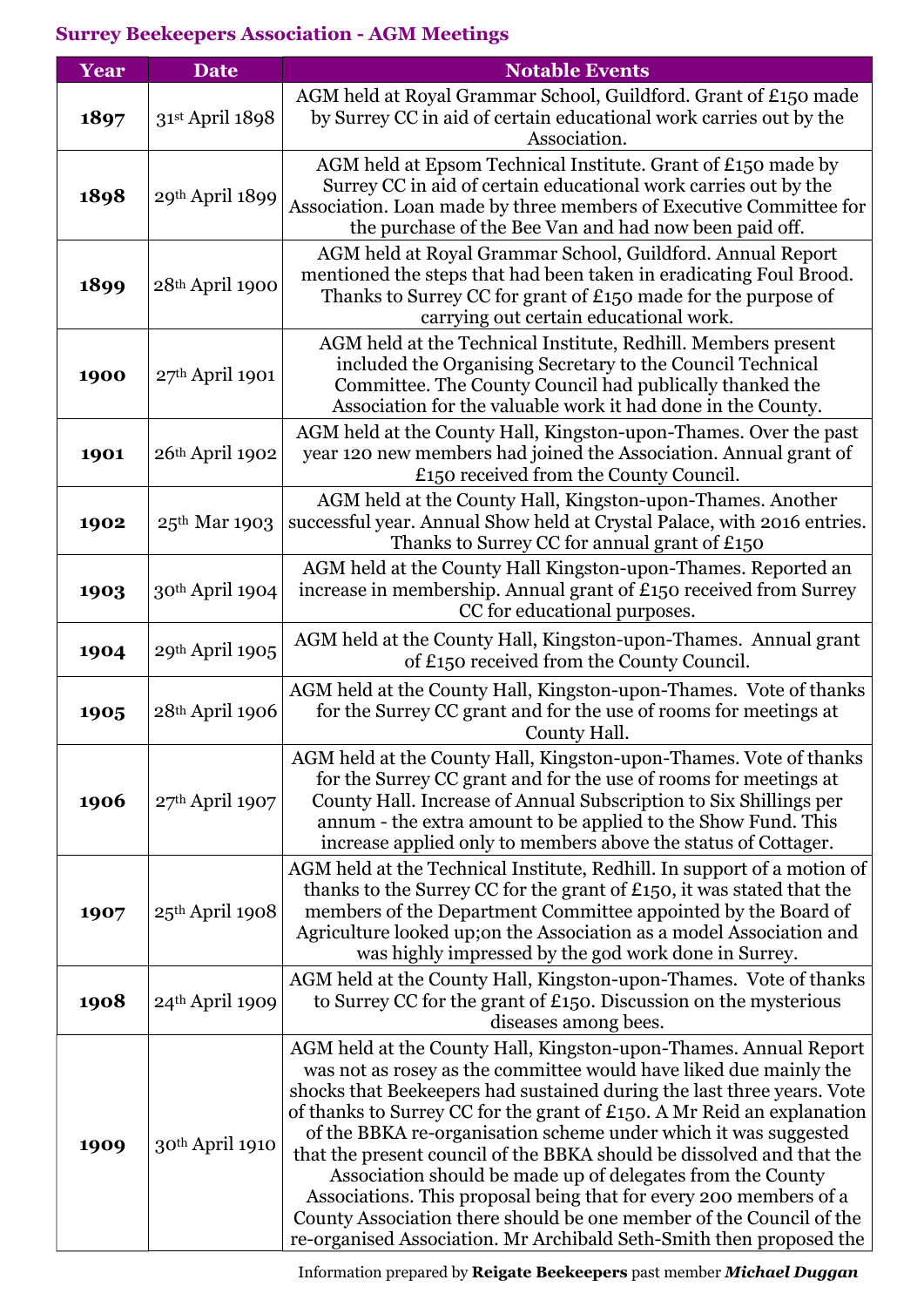## Surrey Beekeepers Association - AGM Meetings

| Year | Date | Notable Events |
|---|---|---|
| **1897** | 31st April 1898 | AGM held at Royal Grammar School, Guildford. Grant of £150 made by Surrey CC in aid of certain educational work carries out by the Association. |
| **1898** | 29th April 1899 | AGM held at Epsom Technical Institute. Grant of £150 made by Surrey CC in aid of certain educational work carries out by the Association. Loan made by three members of Executive Committee for the purchase of the Bee Van and had now been paid off. |
| **1899** | 28th April 1900 | AGM held at Royal Grammar School, Guildford. Annual Report mentioned the steps that had been taken in eradicating Foul Brood. Thanks to Surrey CC for grant of £150 made for the purpose of carrying out certain educational work. |
| **1900** | 27th April 1901 | AGM held at the Technical Institute, Redhill. Members present included the Organising Secretary to the Council Technical Committee. The County Council had publically thanked the Association for the valuable work it had done in the County. |
| **1901** | 26th April 1902 | AGM held at the County Hall, Kingston-upon-Thames. Over the past year 120 new members had joined the Association. Annual grant of £150 received from the County Council. |
| **1902** | 25th Mar 1903 | AGM held at the County Hall, Kingston-upon-Thames. Another successful year. Annual Show held at Crystal Palace, with 2016 entries. Thanks to Surrey CC for annual grant of £150 |
| **1903** | 30th April 1904 | AGM held at the County Hall Kingston-upon-Thames. Reported an increase in membership. Annual grant of £150 received from Surrey CC for educational purposes. |
| **1904** | 29th April 1905 | AGM held at the County Hall, Kingston-upon-Thames. Annual grant of £150 received from the County Council. |
| **1905** | 28th April 1906 | AGM held at the County Hall, Kingston-upon-Thames. Vote of thanks for the Surrey CC grant and for the use of rooms for meetings at County Hall. |
| **1906** | 27th April 1907 | AGM held at the County Hall, Kingston-upon-Thames. Vote of thanks for the Surrey CC grant and for the use of rooms for meetings at County Hall. Increase of Annual Subscription to Six Shillings per annum - the extra amount to be applied to the Show Fund. This increase applied only to members above the status of Cottager. |
| **1907** | 25th April 1908 | AGM held at the Technical Institute, Redhill. In support of a motion of thanks to the Surrey CC for the grant of £150, it was stated that the members of the Department Committee appointed by the Board of Agriculture looked up;on the Association as a model Association and was highly impressed by the god work done in Surrey. |
| **1908** | 24th April 1909 | AGM held at the County Hall, Kingston-upon-Thames. Vote of thanks to Surrey CC for the grant of £150. Discussion on the mysterious diseases among bees. |
| **1909** | 30th April 1910 | AGM held at the County Hall, Kingston-upon-Thames. Annual Report was not as rosey as the committee would have liked due mainly the shocks that Beekeepers had sustained during the last three years. Vote of thanks to Surrey CC for the grant of £150. A Mr Reid an explanation of the BBKA re-organisation scheme under which it was suggested that the present council of the BBKA should be dissolved and that the Association should be made up of delegates from the County Associations. This proposal being that for every 200 members of a County Association there should be one member of the Council of the re-organised Association. Mr Archibald Seth-Smith then proposed the |

Information prepared by **Reigate Beekeepers** past member ***Michael Duggan***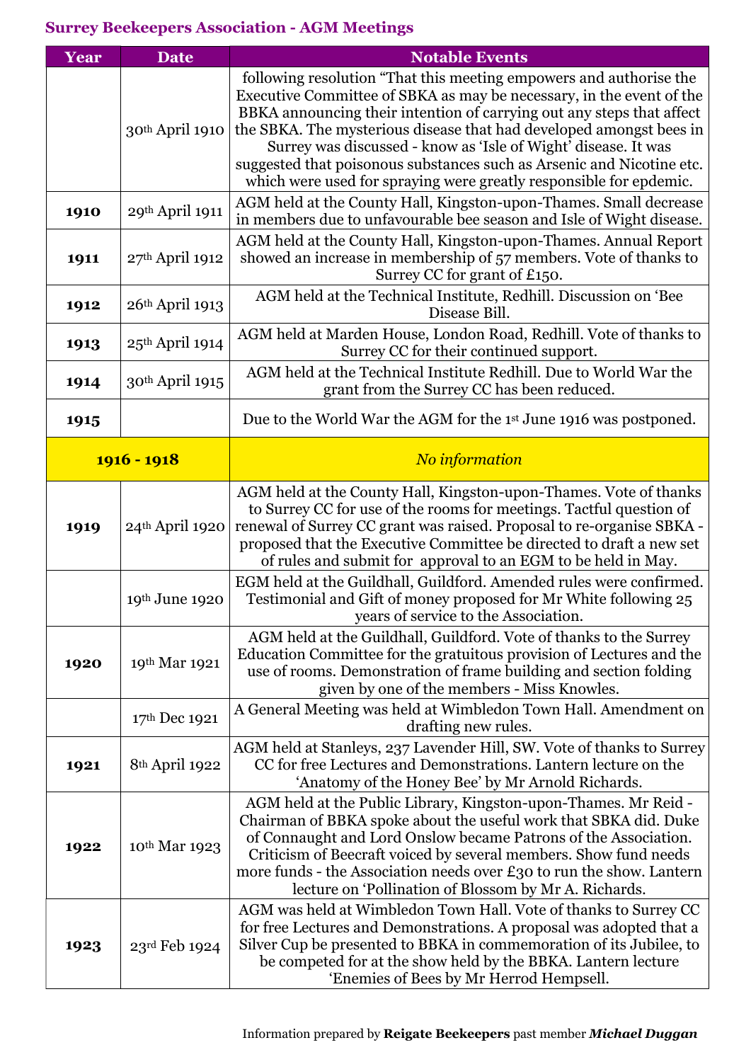## Surrey Beekeepers Association - AGM Meetings

| Year | Date | Notable Events |
|---|---|---|
| | 30th April 1910 | following resolution "That this meeting empowers and authorise the Executive Committee of SBKA as may be necessary, in the event of the BBKA announcing their intention of carrying out any steps that affect the SBKA. The mysterious disease that had developed amongst bees in Surrey was discussed - know as 'Isle of Wight' disease. It was suggested that poisonous substances such as Arsenic and Nicotine etc. which were used for spraying were greatly responsible for epdemic. |
| **1910** | 29th April 1911 | AGM held at the County Hall, Kingston-upon-Thames. Small decrease in members due to unfavourable bee season and Isle of Wight disease. |
| **1911** | 27th April 1912 | AGM held at the County Hall, Kingston-upon-Thames. Annual Report showed an increase in membership of 57 members. Vote of thanks to Surrey CC for grant of £150. |
| **1912** | 26th April 1913 | AGM held at the Technical Institute, Redhill. Discussion on 'Bee Disease Bill. |
| **1913** | 25th April 1914 | AGM held at Marden House, London Road, Redhill. Vote of thanks to Surrey CC for their continued support. |
| **1914** | 30th April 1915 | AGM held at the Technical Institute Redhill. Due to World War the grant from the Surrey CC has been reduced. |
| **1915** | | Due to the World War the AGM for the 1st June 1916 was postponed. |
| **1916 - 1918** | | *No information* |
| **1919** | 24th April 1920 | AGM held at the County Hall, Kingston-upon-Thames. Vote of thanks to Surrey CC for use of the rooms for meetings. Tactful question of renewal of Surrey CC grant was raised. Proposal to re-organise SBKA - proposed that the Executive Committee be directed to draft a new set of rules and submit for approval to an EGM to be held in May. |
| | 19th June 1920 | EGM held at the Guildhall, Guildford. Amended rules were confirmed. Testimonial and Gift of money proposed for Mr White following 25 years of service to the Association. |
| **1920** | 19th Mar 1921 | AGM held at the Guildhall, Guildford. Vote of thanks to the Surrey Education Committee for the gratuitous provision of Lectures and the use of rooms. Demonstration of frame building and section folding given by one of the members - Miss Knowles. |
| | 17th Dec 1921 | A General Meeting was held at Wimbledon Town Hall. Amendment on drafting new rules. |
| **1921** | 8th April 1922 | AGM held at Stanleys, 237 Lavender Hill, SW. Vote of thanks to Surrey CC for free Lectures and Demonstrations. Lantern lecture on the 'Anatomy of the Honey Bee' by Mr Arnold Richards. |
| **1922** | 10th Mar 1923 | AGM held at the Public Library, Kingston-upon-Thames. Mr Reid - Chairman of BBKA spoke about the useful work that SBKA did. Duke of Connaught and Lord Onslow became Patrons of the Association. Criticism of Beecraft voiced by several members. Show fund needs more funds - the Association needs over £30 to run the show. Lantern lecture on 'Pollination of Blossom by Mr A. Richards. |
| **1923** | 23rd Feb 1924 | AGM was held at Wimbledon Town Hall. Vote of thanks to Surrey CC for free Lectures and Demonstrations. A proposal was adopted that a Silver Cup be presented to BBKA in commemoration of its Jubilee, to be competed for at the show held by the BBKA. Lantern lecture 'Enemies of Bees by Mr Herrod Hempsell. |

Information prepared by **Reigate Beekeepers** past member ***Michael Duggan***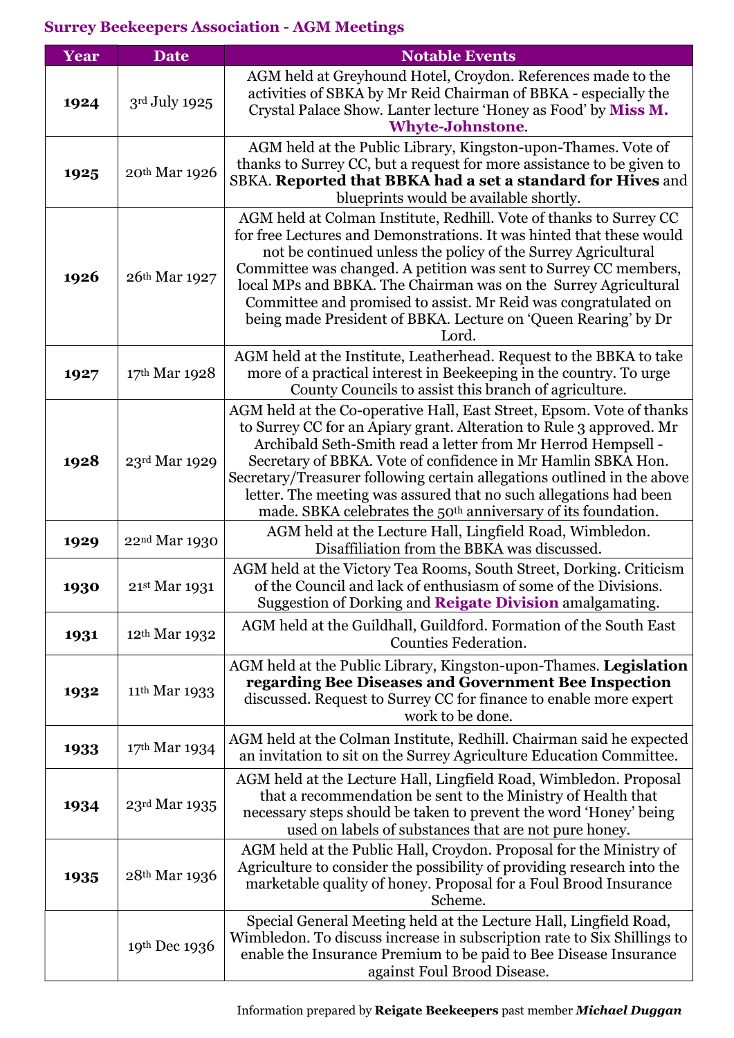## Surrey Beekeepers Association - AGM Meetings

| Year | Date | Notable Events |
|---|---|---|
| **1924** | 3rd July 1925 | AGM held at Greyhound Hotel, Croydon. References made to the activities of SBKA by Mr Reid Chairman of BBKA - especially the Crystal Palace Show. Lanter lecture 'Honey as Food' by **Miss M. Whyte-Johnstone**. |
| **1925** | 20th Mar 1926 | AGM held at the Public Library, Kingston-upon-Thames. Vote of thanks to Surrey CC, but a request for more assistance to be given to SBKA. **Reported that BBKA had a set a standard for Hives** and blueprints would be available shortly. |
| **1926** | 26th Mar 1927 | AGM held at Colman Institute, Redhill. Vote of thanks to Surrey CC for free Lectures and Demonstrations. It was hinted that these would not be continued unless the policy of the Surrey Agricultural Committee was changed. A petition was sent to Surrey CC members, local MPs and BBKA. The Chairman was on the Surrey Agricultural Committee and promised to assist. Mr Reid was congratulated on being made President of BBKA. Lecture on 'Queen Rearing' by Dr Lord. |
| **1927** | 17th Mar 1928 | AGM held at the Institute, Leatherhead. Request to the BBKA to take more of a practical interest in Beekeeping in the country. To urge County Councils to assist this branch of agriculture. |
| **1928** | 23rd Mar 1929 | AGM held at the Co-operative Hall, East Street, Epsom. Vote of thanks to Surrey CC for an Apiary grant. Alteration to Rule 3 approved. Mr Archibald Seth-Smith read a letter from Mr Herrod Hempsell - Secretary of BBKA. Vote of confidence in Mr Hamlin SBKA Hon. Secretary/Treasurer following certain allegations outlined in the above letter. The meeting was assured that no such allegations had been made. SBKA celebrates the 50th anniversary of its foundation. |
| **1929** | 22nd Mar 1930 | AGM held at the Lecture Hall, Lingfield Road, Wimbledon. Disaffiliation from the BBKA was discussed. |
| **1930** | 21st Mar 1931 | AGM held at the Victory Tea Rooms, South Street, Dorking. Criticism of the Council and lack of enthusiasm of some of the Divisions. Suggestion of Dorking and **Reigate Division** amalgamating. |
| **1931** | 12th Mar 1932 | AGM held at the Guildhall, Guildford. Formation of the South East Counties Federation. |
| **1932** | 11th Mar 1933 | AGM held at the Public Library, Kingston-upon-Thames. **Legislation regarding Bee Diseases and Government Bee Inspection** discussed. Request to Surrey CC for finance to enable more expert work to be done. |
| **1933** | 17th Mar 1934 | AGM held at the Colman Institute, Redhill. Chairman said he expected an invitation to sit on the Surrey Agriculture Education Committee. |
| **1934** | 23rd Mar 1935 | AGM held at the Lecture Hall, Lingfield Road, Wimbledon. Proposal that a recommendation be sent to the Ministry of Health that necessary steps should be taken to prevent the word 'Honey' being used on labels of substances that are not pure honey. |
| **1935** | 28th Mar 1936 | AGM held at the Public Hall, Croydon. Proposal for the Ministry of Agriculture to consider the possibility of providing research into the marketable quality of honey. Proposal for a Foul Brood Insurance Scheme. |
| | 19th Dec 1936 | Special General Meeting held at the Lecture Hall, Lingfield Road, Wimbledon. To discuss increase in subscription rate to Six Shillings to enable the Insurance Premium to be paid to Bee Disease Insurance against Foul Brood Disease. |

Information prepared by **Reigate Beekeepers** past member ***Michael Duggan***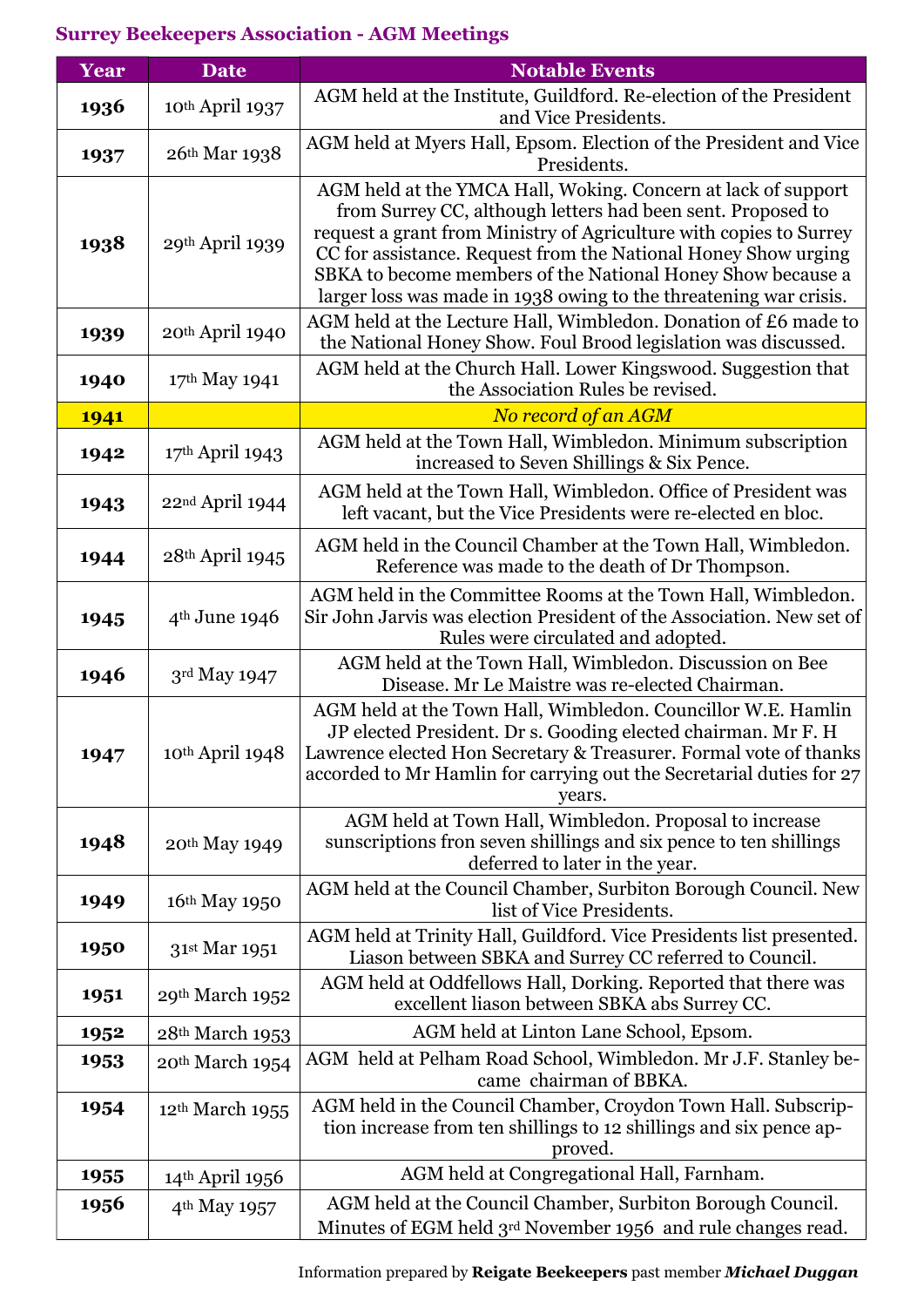## Surrey Beekeepers Association - AGM Meetings

| Year | Date | Notable Events |
|---|---|---|
| **1936** | 10th April 1937 | AGM held at the Institute, Guildford. Re-election of the President and Vice Presidents. |
| **1937** | 26th Mar 1938 | AGM held at Myers Hall, Epsom. Election of the President and Vice Presidents. |
| **1938** | 29th April 1939 | AGM held at the YMCA Hall, Woking. Concern at lack of support from Surrey CC, although letters had been sent. Proposed to request a grant from Ministry of Agriculture with copies to Surrey CC for assistance. Request from the National Honey Show urging SBKA to become members of the National Honey Show because a larger loss was made in 1938 owing to the threatening war crisis. |
| **1939** | 20th April 1940 | AGM held at the Lecture Hall, Wimbledon. Donation of £6 made to the National Honey Show. Foul Brood legislation was discussed. |
| **1940** | 17th May 1941 | AGM held at the Church Hall. Lower Kingswood. Suggestion that the Association Rules be revised. |
| **1941** | | *No record of an AGM* |
| **1942** | 17th April 1943 | AGM held at the Town Hall, Wimbledon. Minimum subscription increased to Seven Shillings & Six Pence. |
| **1943** | 22nd April 1944 | AGM held at the Town Hall, Wimbledon. Office of President was left vacant, but the Vice Presidents were re-elected en bloc. |
| **1944** | 28th April 1945 | AGM held in the Council Chamber at the Town Hall, Wimbledon. Reference was made to the death of Dr Thompson. |
| **1945** | 4th June 1946 | AGM held in the Committee Rooms at the Town Hall, Wimbledon. Sir John Jarvis was election President of the Association. New set of Rules were circulated and adopted. |
| **1946** | 3rd May 1947 | AGM held at the Town Hall, Wimbledon. Discussion on Bee Disease. Mr Le Maistre was re-elected Chairman. |
| **1947** | 10th April 1948 | AGM held at the Town Hall, Wimbledon. Councillor W.E. Hamlin JP elected President. Dr s. Gooding elected chairman. Mr F. H Lawrence elected Hon Secretary & Treasurer. Formal vote of thanks accorded to Mr Hamlin for carrying out the Secretarial duties for 27 years. |
| **1948** | 20th May 1949 | AGM held at Town Hall, Wimbledon. Proposal to increase sunscriptions fron seven shillings and six pence to ten shillings deferred to later in the year. |
| **1949** | 16th May 1950 | AGM held at the Council Chamber, Surbiton Borough Council. New list of Vice Presidents. |
| **1950** | 31st Mar 1951 | AGM held at Trinity Hall, Guildford. Vice Presidents list presented. Liason between SBKA and Surrey CC referred to Council. |
| **1951** | 29th March 1952 | AGM held at Oddfellows Hall, Dorking. Reported that there was excellent liason between SBKA abs Surrey CC. |
| **1952** | 28th March 1953 | AGM held at Linton Lane School, Epsom. |
| **1953** | 20th March 1954 | AGM held at Pelham Road School, Wimbledon. Mr J.F. Stanley became chairman of BBKA. |
| **1954** | 12th March 1955 | AGM held in the Council Chamber, Croydon Town Hall. Subscription increase from ten shillings to 12 shillings and six pence approved. |
| **1955** | 14th April 1956 | AGM held at Congregational Hall, Farnham. |
| **1956** | 4th May 1957 | AGM held at the Council Chamber, Surbiton Borough Council. Minutes of EGM held 3rd November 1956 and rule changes read. |

Information prepared by **Reigate Beekeepers** past member ***Michael Duggan***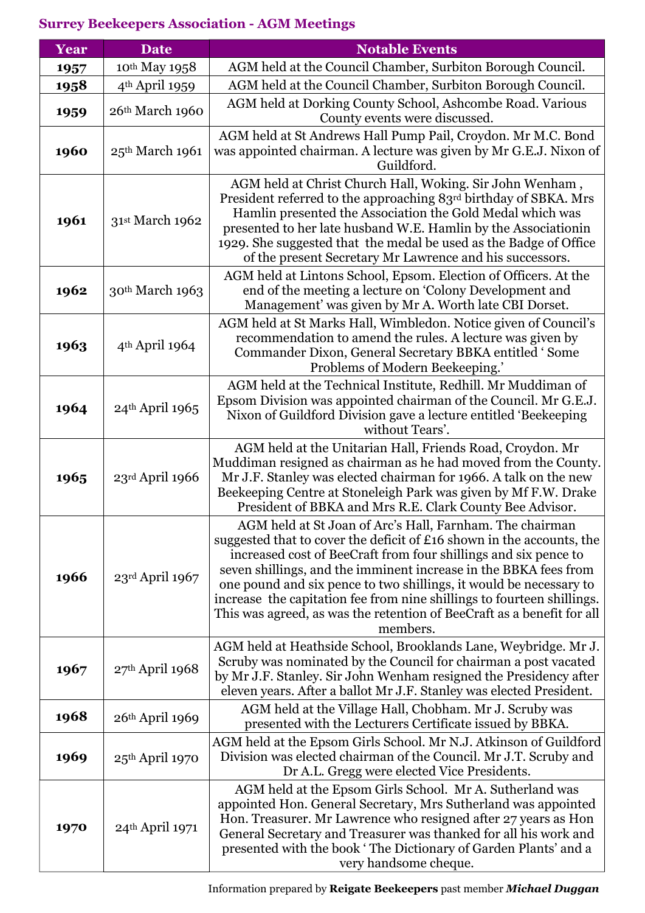## Surrey Beekeepers Association - AGM Meetings

| Year | Date | Notable Events |
|---|---|---|
| **1957** | 10th May 1958 | AGM held at the Council Chamber, Surbiton Borough Council. |
| **1958** | 4th April 1959 | AGM held at the Council Chamber, Surbiton Borough Council. |
| **1959** | 26th March 1960 | AGM held at Dorking County School, Ashcombe Road. Various County events were discussed. |
| **1960** | 25th March 1961 | AGM held at St Andrews Hall Pump Pail, Croydon. Mr M.C. Bond was appointed chairman. A lecture was given by Mr G.E.J. Nixon of Guildford. |
| **1961** | 31st March 1962 | AGM held at Christ Church Hall, Woking. Sir John Wenham , President referred to the approaching 83rd birthday of SBKA. Mrs Hamlin presented the Association the Gold Medal which was presented to her late husband W.E. Hamlin by the Associationin 1929. She suggested that the medal be used as the Badge of Office of the present Secretary Mr Lawrence and his successors. |
| **1962** | 30th March 1963 | AGM held at Lintons School, Epsom. Election of Officers. At the end of the meeting a lecture on 'Colony Development and Management' was given by Mr A. Worth late CBI Dorset. |
| **1963** | 4th April 1964 | AGM held at St Marks Hall, Wimbledon. Notice given of Council's recommendation to amend the rules. A lecture was given by Commander Dixon, General Secretary BBKA entitled ' Some Problems of Modern Beekeeping.' |
| **1964** | 24th April 1965 | AGM held at the Technical Institute, Redhill. Mr Muddiman of Epsom Division was appointed chairman of the Council. Mr G.E.J. Nixon of Guildford Division gave a lecture entitled 'Beekeeping without Tears'. |
| **1965** | 23rd April 1966 | AGM held at the Unitarian Hall, Friends Road, Croydon. Mr Muddiman resigned as chairman as he had moved from the County. Mr J.F. Stanley was elected chairman for 1966. A talk on the new Beekeeping Centre at Stoneleigh Park was given by Mf F.W. Drake President of BBKA and Mrs R.E. Clark County Bee Advisor. |
| **1966** | 23rd April 1967 | AGM held at St Joan of Arc's Hall, Farnham. The chairman suggested that to cover the deficit of £16 shown in the accounts, the increased cost of BeeCraft from four shillings and six pence to seven shillings, and the imminent increase in the BBKA fees from one pound and six pence to two shillings, it would be necessary to increase the capitation fee from nine shillings to fourteen shillings. This was agreed, as was the retention of BeeCraft as a benefit for all members. |
| **1967** | 27th April 1968 | AGM held at Heathside School, Brooklands Lane, Weybridge. Mr J. Scruby was nominated by the Council for chairman a post vacated by Mr J.F. Stanley. Sir John Wenham resigned the Presidency after eleven years. After a ballot Mr J.F. Stanley was elected President. |
| **1968** | 26th April 1969 | AGM held at the Village Hall, Chobham. Mr J. Scruby was presented with the Lecturers Certificate issued by BBKA. |
| **1969** | 25th April 1970 | AGM held at the Epsom Girls School. Mr N.J. Atkinson of Guildford Division was elected chairman of the Council. Mr J.T. Scruby and Dr A.L. Gregg were elected Vice Presidents. |
| **1970** | 24th April 1971 | AGM held at the Epsom Girls School. Mr A. Sutherland was appointed Hon. General Secretary, Mrs Sutherland was appointed Hon. Treasurer. Mr Lawrence who resigned after 27 years as Hon General Secretary and Treasurer was thanked for all his work and presented with the book ' The Dictionary of Garden Plants' and a very handsome cheque. |

Information prepared by **Reigate Beekeepers** past member ***Michael Duggan***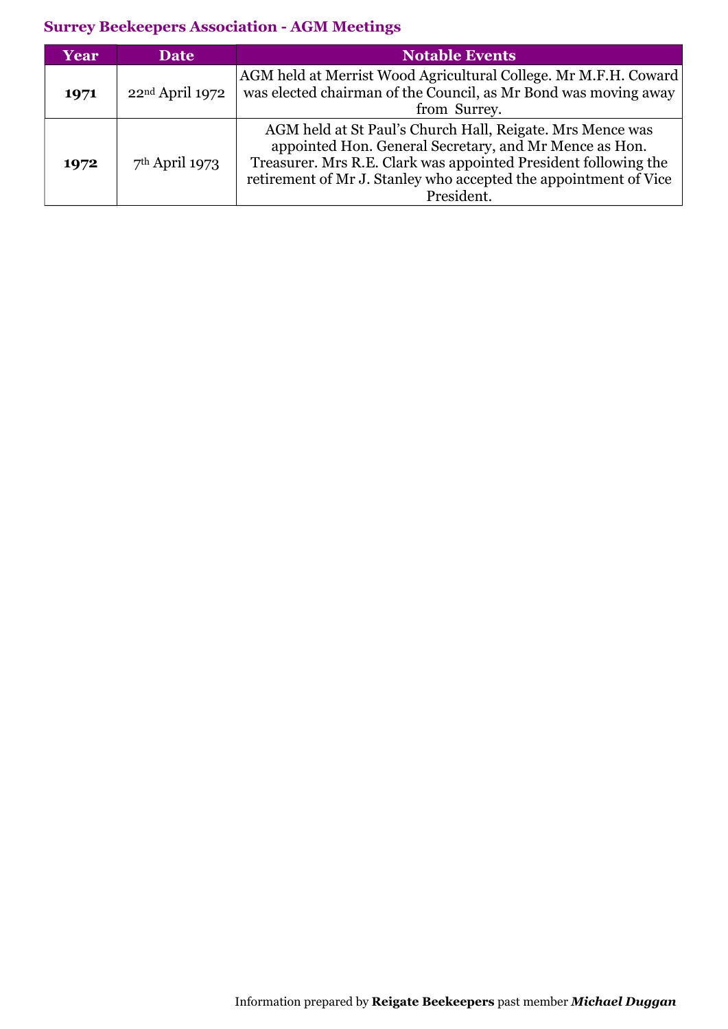**Surrey Beekeepers Association - AGM Meetings**

| Year | Date | Notable Events |
| --- | --- | --- |
| **1971** | 22nd April 1972 | AGM held at Merrist Wood Agricultural College. Mr M.F.H. Coward was elected chairman of the Council, as Mr Bond was moving away from Surrey. |
| **1972** | 7th April 1973 | AGM held at St Paul's Church Hall, Reigate. Mrs Mence was appointed Hon. General Secretary, and Mr Mence as Hon. Treasurer. Mrs R.E. Clark was appointed President following the retirement of Mr J. Stanley who accepted the appointment of Vice President. |

Information prepared by **Reigate Beekeepers** past member ***Michael Duggan***